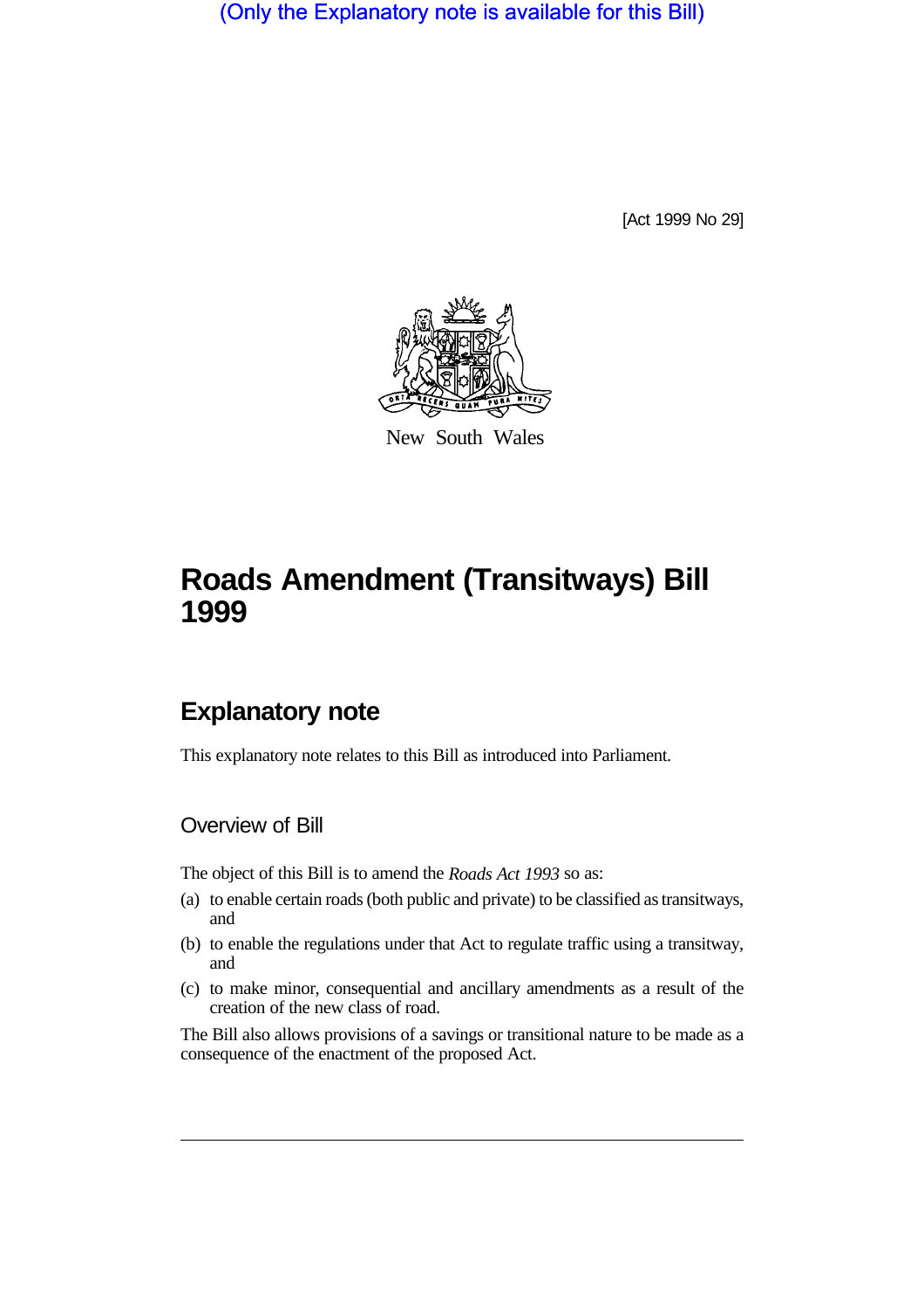(Only the Explanatory note is available for this Bill)

[Act 1999 No 29]

New South Wales

# Roads Amendment (Transitways) Bill 1999

## Explanatory note

This explanatory note relates to this Bill as introduced into Parliament.

### Overview of Bill

The object of this Bill is to amend the *Roads Act 1993* so as:

(a) to enable certain roads (both public and private) to be classified as transitways, and

(b) to enable the regulations under that Act to regulate traffic using a transitway, and

(c) to make minor, consequential and ancillary amendments as a result of the creation of the new class of road.

The Bill also allows provisions of a savings or transitional nature to be made as a consequence of the enactment of the proposed Act.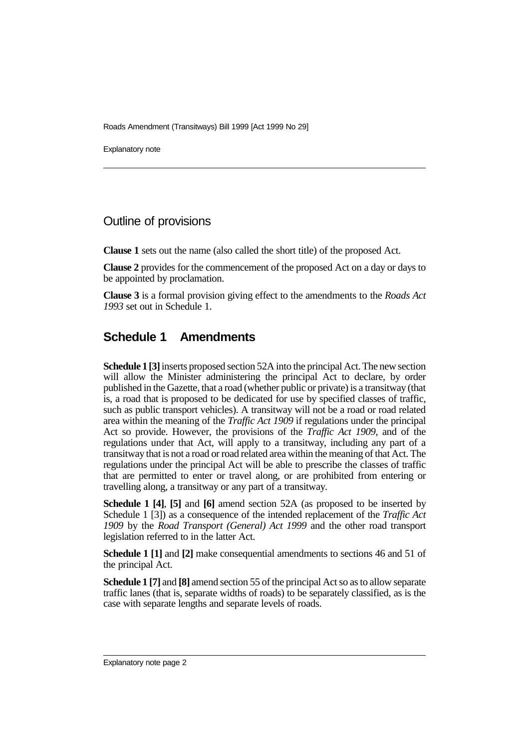## Outline of provisions

**Clause 1** sets out the name (also called the short title) of the proposed Act.

**Clause 2** provides for the commencement of the proposed Act on a day or days to be appointed by proclamation.

**Clause 3** is a formal provision giving effect to the amendments to the *Roads Act 1993* set out in Schedule 1.

## Schedule 1 Amendments

**Schedule 1 [3]** inserts proposed section 52A into the principal Act. The new section will allow the Minister administering the principal Act to declare, by order published in the Gazette, that a road (whether public or private) is a transitway (that is, a road that is proposed to be dedicated for use by specified classes of traffic, such as public transport vehicles). A transitway will not be a road or road related area within the meaning of the *Traffic Act 1909* if regulations under the principal Act so provide. However, the provisions of the *Traffic Act 1909*, and of the regulations under that Act, will apply to a transitway, including any part of a transitway that is not a road or road related area within the meaning of that Act. The regulations under the principal Act will be able to prescribe the classes of traffic that are permitted to enter or travel along, or are prohibited from entering or travelling along, a transitway or any part of a transitway.

**Schedule 1 [4]**, **[5]** and **[6]** amend section 52A (as proposed to be inserted by Schedule 1 [3]) as a consequence of the intended replacement of the *Traffic Act 1909* by the *Road Transport (General) Act 1999* and the other road transport legislation referred to in the latter Act.

**Schedule 1 [1]** and **[2]** make consequential amendments to sections 46 and 51 of the principal Act.

**Schedule 1 [7]** and **[8]** amend section 55 of the principal Act so as to allow separate traffic lanes (that is, separate widths of roads) to be separately classified, as is the case with separate lengths and separate levels of roads.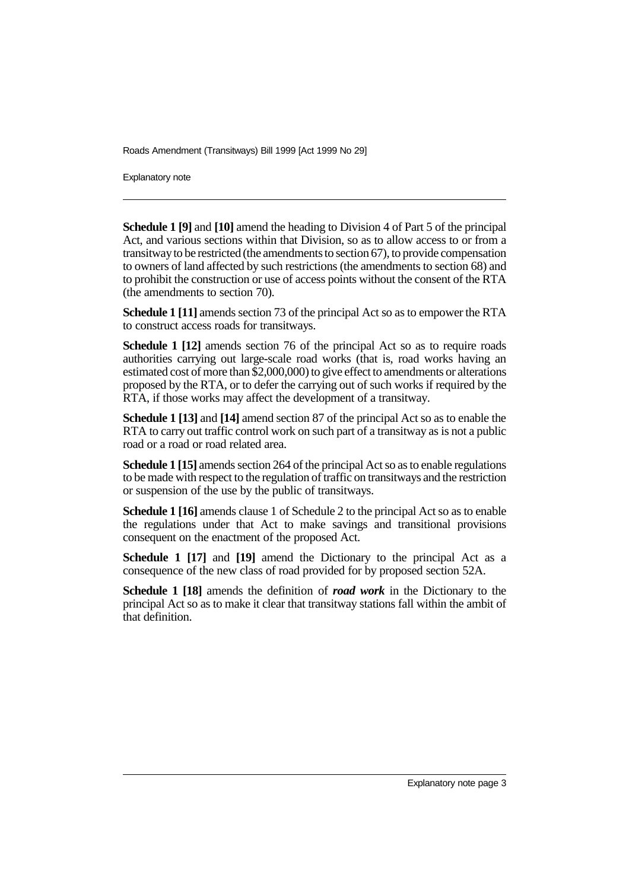**Schedule 1 [9]** and **[10]** amend the heading to Division 4 of Part 5 of the principal Act, and various sections within that Division, so as to allow access to or from a transitway to be restricted (the amendments to section 67), to provide compensation to owners of land affected by such restrictions (the amendments to section 68) and to prohibit the construction or use of access points without the consent of the RTA (the amendments to section 70).

**Schedule 1 [11]** amends section 73 of the principal Act so as to empower the RTA to construct access roads for transitways.

**Schedule 1 [12]** amends section 76 of the principal Act so as to require roads authorities carrying out large-scale road works (that is, road works having an estimated cost of more than $2,000,000) to give effect to amendments or alterations proposed by the RTA, or to defer the carrying out of such works if required by the RTA, if those works may affect the development of a transitway.

**Schedule 1 [13]** and **[14]** amend section 87 of the principal Act so as to enable the RTA to carry out traffic control work on such part of a transitway as is not a public road or a road or road related area.

**Schedule 1 [15]** amends section 264 of the principal Act so as to enable regulations to be made with respect to the regulation of traffic on transitways and the restriction or suspension of the use by the public of transitways.

**Schedule 1 [16]** amends clause 1 of Schedule 2 to the principal Act so as to enable the regulations under that Act to make savings and transitional provisions consequent on the enactment of the proposed Act.

**Schedule 1 [17]** and **[19]** amend the Dictionary to the principal Act as a consequence of the new class of road provided for by proposed section 52A.

**Schedule 1 [18]** amends the definition of ***road work*** in the Dictionary to the principal Act so as to make it clear that transitway stations fall within the ambit of that definition.